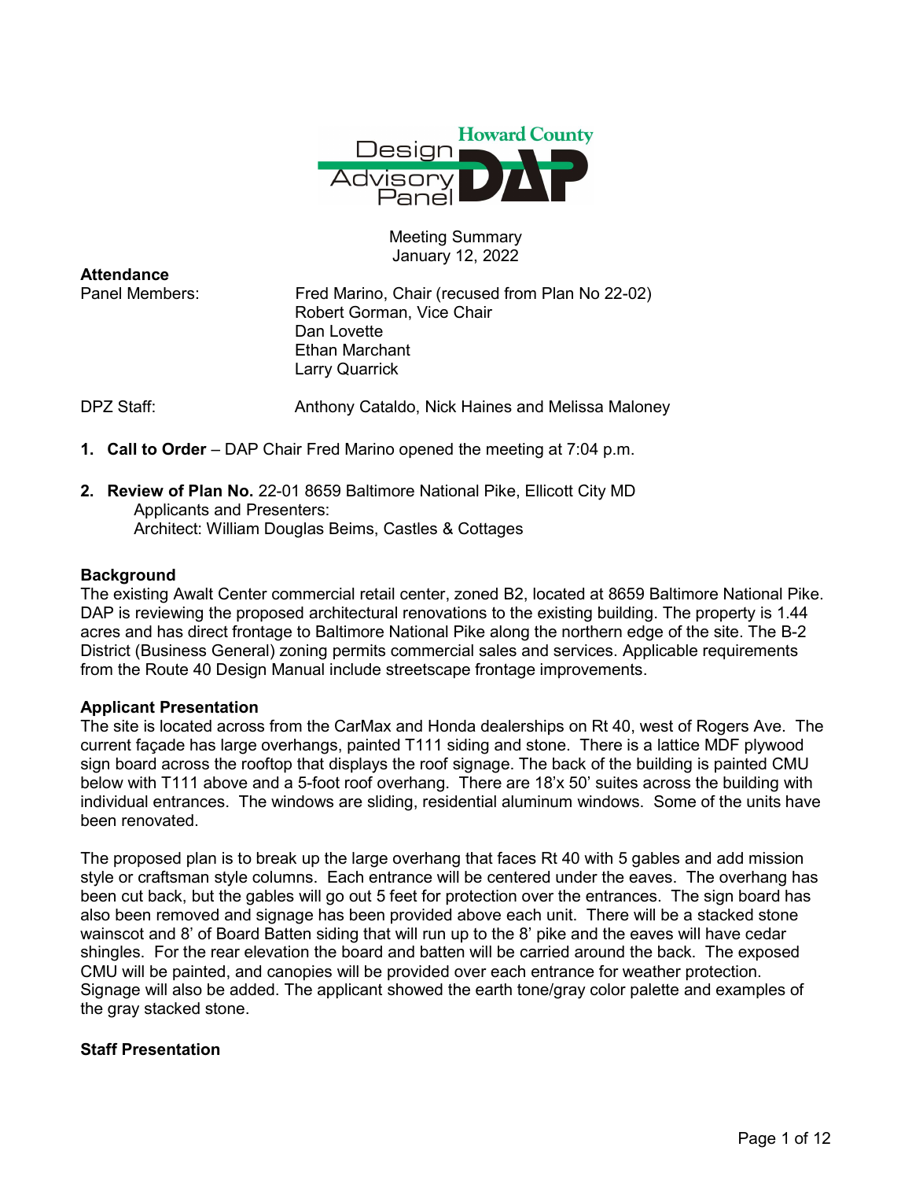Howard County Design Advisory Panel DAP

Meeting Summary
January 12, 2022

**Attendance**

Panel Members:
- Fred Marino, Chair (recused from Plan No 22-02)
- Robert Gorman, Vice Chair
- Dan Lovette
- Ethan Marchant
- Larry Quarrick

DPZ Staff: Anthony Cataldo, Nick Haines and Melissa Maloney

1. **Call to Order** – DAP Chair Fred Marino opened the meeting at 7:04 p.m.

2. **Review of Plan No.** 22-01 8659 Baltimore National Pike, Ellicott City MD
   Applicants and Presenters:
   Architect: William Douglas Beims, Castles & Cottages

**Background**

The existing Awalt Center commercial retail center, zoned B2, located at 8659 Baltimore National Pike. DAP is reviewing the proposed architectural renovations to the existing building. The property is 1.44 acres and has direct frontage to Baltimore National Pike along the northern edge of the site. The B-2 District (Business General) zoning permits commercial sales and services. Applicable requirements from the Route 40 Design Manual include streetscape frontage improvements.

**Applicant Presentation**

The site is located across from the CarMax and Honda dealerships on Rt 40, west of Rogers Ave. The current façade has large overhangs, painted T111 siding and stone. There is a lattice MDF plywood sign board across the rooftop that displays the roof signage. The back of the building is painted CMU below with T111 above and a 5-foot roof overhang. There are 18'x 50' suites across the building with individual entrances. The windows are sliding, residential aluminum windows. Some of the units have been renovated.

The proposed plan is to break up the large overhang that faces Rt 40 with 5 gables and add mission style or craftsman style columns. Each entrance will be centered under the eaves. The overhang has been cut back, but the gables will go out 5 feet for protection over the entrances. The sign board has also been removed and signage has been provided above each unit. There will be a stacked stone wainscot and 8' of Board Batten siding that will run up to the 8' pike and the eaves will have cedar shingles. For the rear elevation the board and batten will be carried around the back. The exposed CMU will be painted, and canopies will be provided over each entrance for weather protection. Signage will also be added. The applicant showed the earth tone/gray color palette and examples of the gray stacked stone.

**Staff Presentation**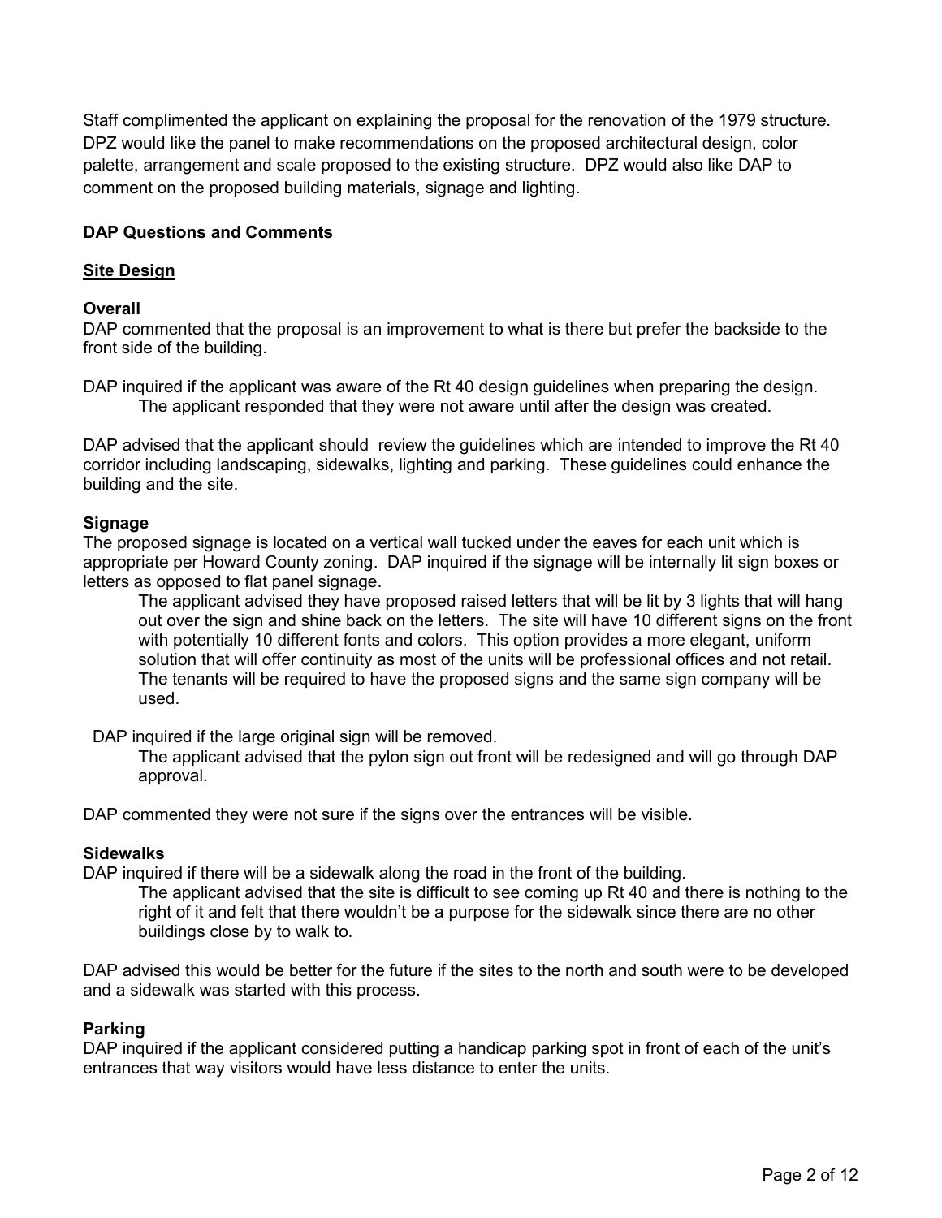Staff complimented the applicant on explaining the proposal for the renovation of the 1979 structure. DPZ would like the panel to make recommendations on the proposed architectural design, color palette, arrangement and scale proposed to the existing structure. DPZ would also like DAP to comment on the proposed building materials, signage and lighting.

**DAP Questions and Comments**

**<u>Site Design</u>**

**Overall**

DAP commented that the proposal is an improvement to what is there but prefer the backside to the front side of the building.

DAP inquired if the applicant was aware of the Rt 40 design guidelines when preparing the design.

> The applicant responded that they were not aware until after the design was created.

DAP advised that the applicant should review the guidelines which are intended to improve the Rt 40 corridor including landscaping, sidewalks, lighting and parking. These guidelines could enhance the building and the site.

**Signage**

The proposed signage is located on a vertical wall tucked under the eaves for each unit which is appropriate per Howard County zoning. DAP inquired if the signage will be internally lit sign boxes or letters as opposed to flat panel signage.

> The applicant advised they have proposed raised letters that will be lit by 3 lights that will hang out over the sign and shine back on the letters. The site will have 10 different signs on the front with potentially 10 different fonts and colors. This option provides a more elegant, uniform solution that will offer continuity as most of the units will be professional offices and not retail. The tenants will be required to have the proposed signs and the same sign company will be used.

DAP inquired if the large original sign will be removed.

> The applicant advised that the pylon sign out front will be redesigned and will go through DAP approval.

DAP commented they were not sure if the signs over the entrances will be visible.

**Sidewalks**

DAP inquired if there will be a sidewalk along the road in the front of the building.

> The applicant advised that the site is difficult to see coming up Rt 40 and there is nothing to the right of it and felt that there wouldn't be a purpose for the sidewalk since there are no other buildings close by to walk to.

DAP advised this would be better for the future if the sites to the north and south were to be developed and a sidewalk was started with this process.

**Parking**

DAP inquired if the applicant considered putting a handicap parking spot in front of each of the unit's entrances that way visitors would have less distance to enter the units.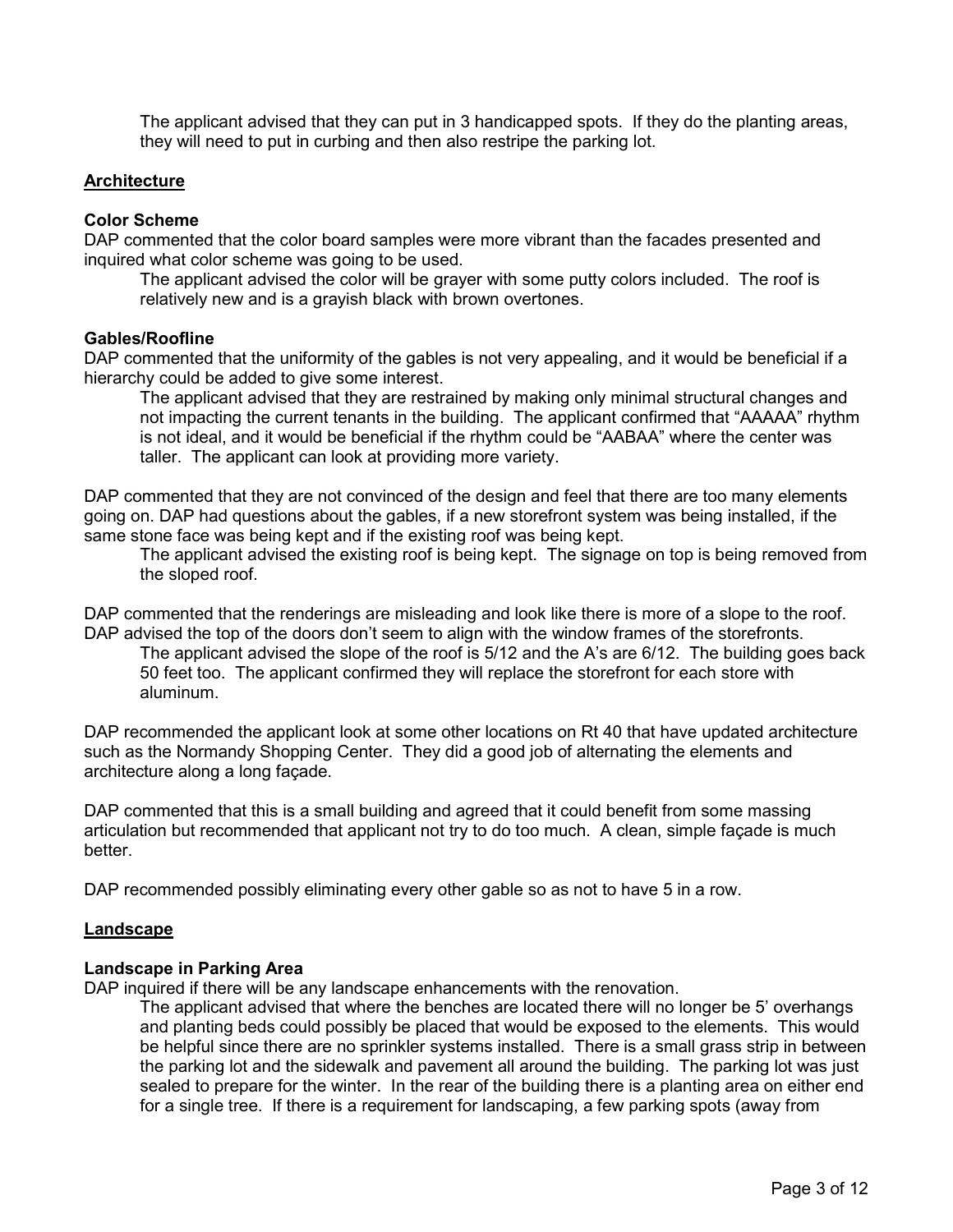The applicant advised that they can put in 3 handicapped spots. If they do the planting areas, they will need to put in curbing and then also restripe the parking lot.

## Architecture

**Color Scheme**

DAP commented that the color board samples were more vibrant than the facades presented and inquired what color scheme was going to be used.

The applicant advised the color will be grayer with some putty colors included. The roof is relatively new and is a grayish black with brown overtones.

**Gables/Roofline**

DAP commented that the uniformity of the gables is not very appealing, and it would be beneficial if a hierarchy could be added to give some interest.

The applicant advised that they are restrained by making only minimal structural changes and not impacting the current tenants in the building. The applicant confirmed that "AAAAA" rhythm is not ideal, and it would be beneficial if the rhythm could be "AABAA" where the center was taller. The applicant can look at providing more variety.

DAP commented that they are not convinced of the design and feel that there are too many elements going on. DAP had questions about the gables, if a new storefront system was being installed, if the same stone face was being kept and if the existing roof was being kept.

The applicant advised the existing roof is being kept. The signage on top is being removed from the sloped roof.

DAP commented that the renderings are misleading and look like there is more of a slope to the roof. DAP advised the top of the doors don't seem to align with the window frames of the storefronts.

The applicant advised the slope of the roof is 5/12 and the A's are 6/12. The building goes back 50 feet too. The applicant confirmed they will replace the storefront for each store with aluminum.

DAP recommended the applicant look at some other locations on Rt 40 that have updated architecture such as the Normandy Shopping Center. They did a good job of alternating the elements and architecture along a long façade.

DAP commented that this is a small building and agreed that it could benefit from some massing articulation but recommended that applicant not try to do too much. A clean, simple façade is much better.

DAP recommended possibly eliminating every other gable so as not to have 5 in a row.

## Landscape

**Landscape in Parking Area**

DAP inquired if there will be any landscape enhancements with the renovation.

The applicant advised that where the benches are located there will no longer be 5' overhangs and planting beds could possibly be placed that would be exposed to the elements. This would be helpful since there are no sprinkler systems installed. There is a small grass strip in between the parking lot and the sidewalk and pavement all around the building. The parking lot was just sealed to prepare for the winter. In the rear of the building there is a planting area on either end for a single tree. If there is a requirement for landscaping, a few parking spots (away from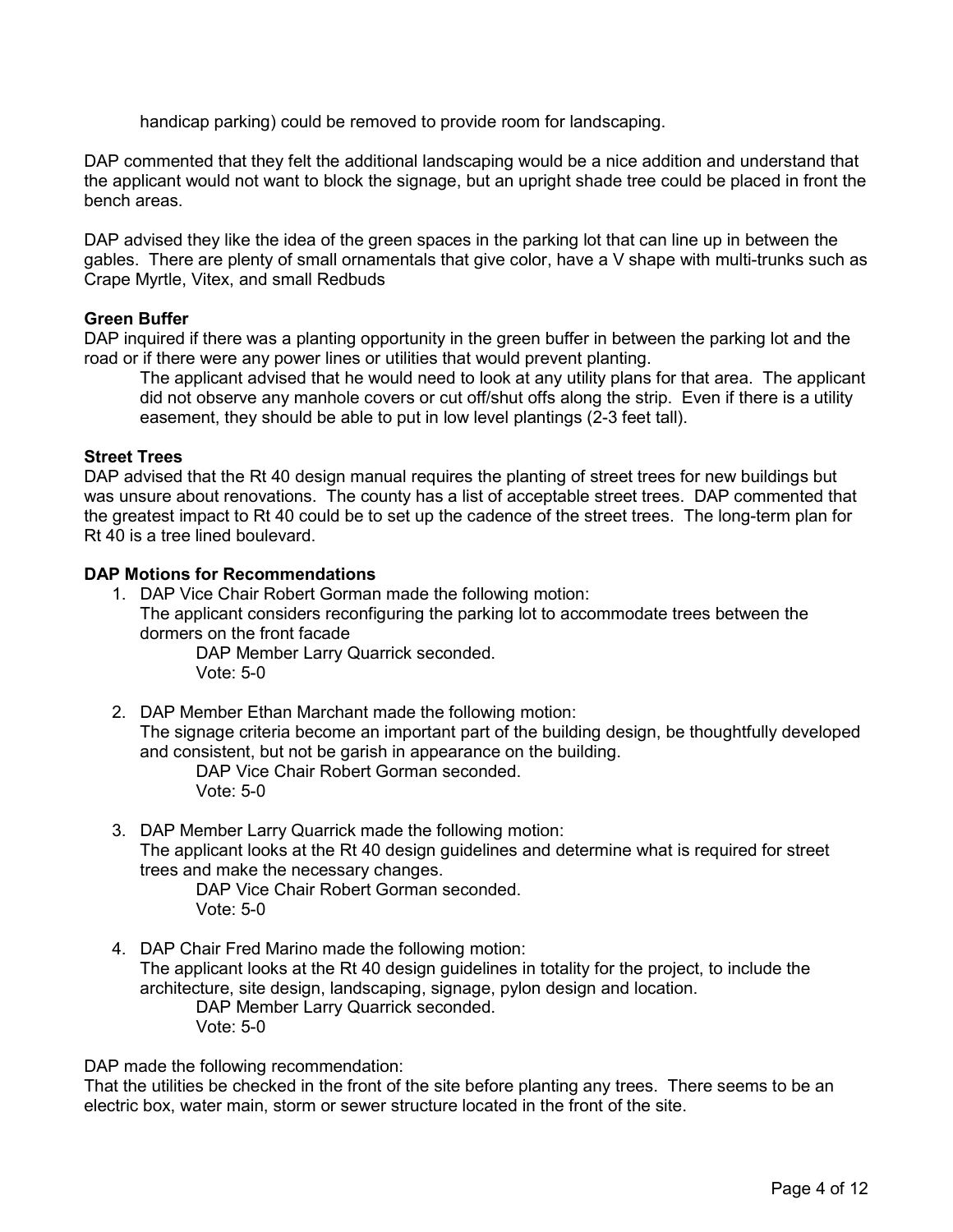handicap parking) could be removed to provide room for landscaping.

DAP commented that they felt the additional landscaping would be a nice addition and understand that the applicant would not want to block the signage, but an upright shade tree could be placed in front the bench areas.

DAP advised they like the idea of the green spaces in the parking lot that can line up in between the gables. There are plenty of small ornamentals that give color, have a V shape with multi-trunks such as Crape Myrtle, Vitex, and small Redbuds

**Green Buffer**

DAP inquired if there was a planting opportunity in the green buffer in between the parking lot and the road or if there were any power lines or utilities that would prevent planting.

> The applicant advised that he would need to look at any utility plans for that area. The applicant did not observe any manhole covers or cut off/shut offs along the strip. Even if there is a utility easement, they should be able to put in low level plantings (2-3 feet tall).

**Street Trees**

DAP advised that the Rt 40 design manual requires the planting of street trees for new buildings but was unsure about renovations. The county has a list of acceptable street trees. DAP commented that the greatest impact to Rt 40 could be to set up the cadence of the street trees. The long-term plan for Rt 40 is a tree lined boulevard.

**DAP Motions for Recommendations**

1. DAP Vice Chair Robert Gorman made the following motion:
   The applicant considers reconfiguring the parking lot to accommodate trees between the dormers on the front facade
   
   DAP Member Larry Quarrick seconded.
   Vote: 5-0

2. DAP Member Ethan Marchant made the following motion:
   The signage criteria become an important part of the building design, be thoughtfully developed and consistent, but not be garish in appearance on the building.
   
   DAP Vice Chair Robert Gorman seconded.
   Vote: 5-0

3. DAP Member Larry Quarrick made the following motion:
   The applicant looks at the Rt 40 design guidelines and determine what is required for street trees and make the necessary changes.
   
   DAP Vice Chair Robert Gorman seconded.
   Vote: 5-0

4. DAP Chair Fred Marino made the following motion:
   The applicant looks at the Rt 40 design guidelines in totality for the project, to include the architecture, site design, landscaping, signage, pylon design and location.
   
   DAP Member Larry Quarrick seconded.
   Vote: 5-0

DAP made the following recommendation:
That the utilities be checked in the front of the site before planting any trees. There seems to be an electric box, water main, storm or sewer structure located in the front of the site.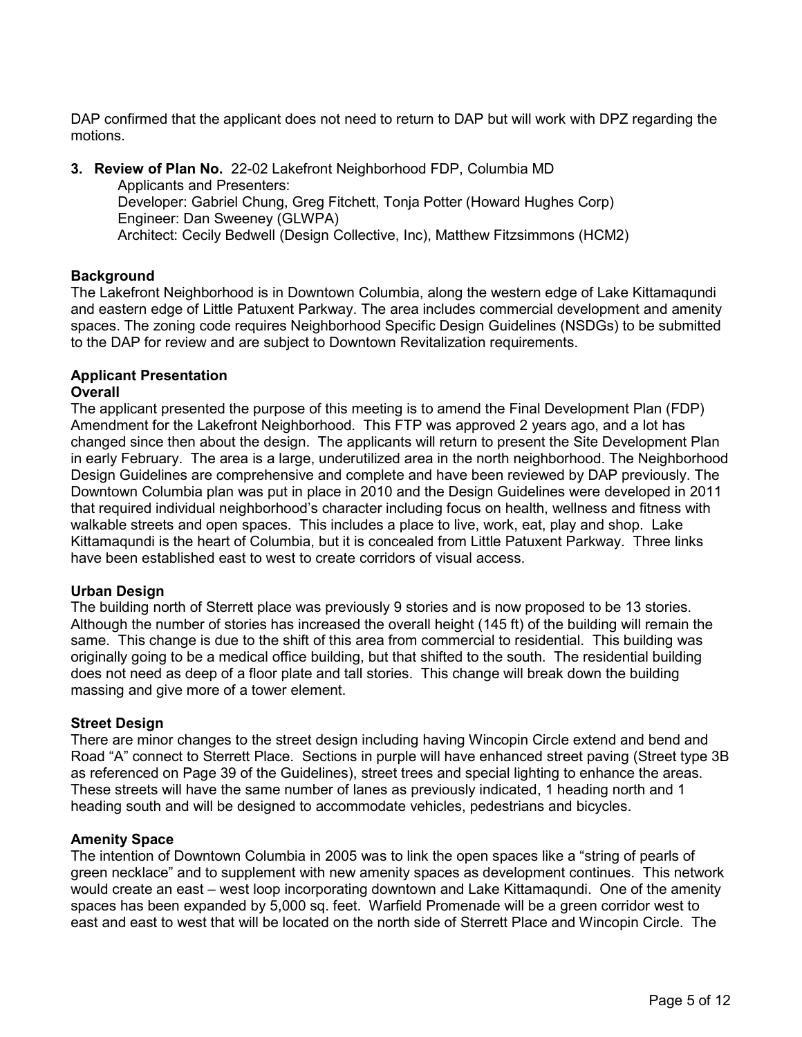DAP confirmed that the applicant does not need to return to DAP but will work with DPZ regarding the motions.

3. **Review of Plan No.** 22-02 Lakefront Neighborhood FDP, Columbia MD
   Applicants and Presenters:
   Developer: Gabriel Chung, Greg Fitchett, Tonja Potter (Howard Hughes Corp)
   Engineer: Dan Sweeney (GLWPA)
   Architect: Cecily Bedwell (Design Collective, Inc), Matthew Fitzsimmons (HCM2)

**Background**

The Lakefront Neighborhood is in Downtown Columbia, along the western edge of Lake Kittamaqundi and eastern edge of Little Patuxent Parkway. The area includes commercial development and amenity spaces. The zoning code requires Neighborhood Specific Design Guidelines (NSDGs) to be submitted to the DAP for review and are subject to Downtown Revitalization requirements.

**Applicant Presentation**

**Overall**

The applicant presented the purpose of this meeting is to amend the Final Development Plan (FDP) Amendment for the Lakefront Neighborhood. This FTP was approved 2 years ago, and a lot has changed since then about the design. The applicants will return to present the Site Development Plan in early February. The area is a large, underutilized area in the north neighborhood. The Neighborhood Design Guidelines are comprehensive and complete and have been reviewed by DAP previously. The Downtown Columbia plan was put in place in 2010 and the Design Guidelines were developed in 2011 that required individual neighborhood's character including focus on health, wellness and fitness with walkable streets and open spaces. This includes a place to live, work, eat, play and shop. Lake Kittamaqundi is the heart of Columbia, but it is concealed from Little Patuxent Parkway. Three links have been established east to west to create corridors of visual access.

**Urban Design**

The building north of Sterrett place was previously 9 stories and is now proposed to be 13 stories. Although the number of stories has increased the overall height (145 ft) of the building will remain the same. This change is due to the shift of this area from commercial to residential. This building was originally going to be a medical office building, but that shifted to the south. The residential building does not need as deep of a floor plate and tall stories. This change will break down the building massing and give more of a tower element.

**Street Design**

There are minor changes to the street design including having Wincopin Circle extend and bend and Road "A" connect to Sterrett Place. Sections in purple will have enhanced street paving (Street type 3B as referenced on Page 39 of the Guidelines), street trees and special lighting to enhance the areas. These streets will have the same number of lanes as previously indicated, 1 heading north and 1 heading south and will be designed to accommodate vehicles, pedestrians and bicycles.

**Amenity Space**

The intention of Downtown Columbia in 2005 was to link the open spaces like a "string of pearls of green necklace" and to supplement with new amenity spaces as development continues. This network would create an east – west loop incorporating downtown and Lake Kittamaqundi. One of the amenity spaces has been expanded by 5,000 sq. feet. Warfield Promenade will be a green corridor west to east and east to west that will be located on the north side of Sterrett Place and Wincopin Circle. The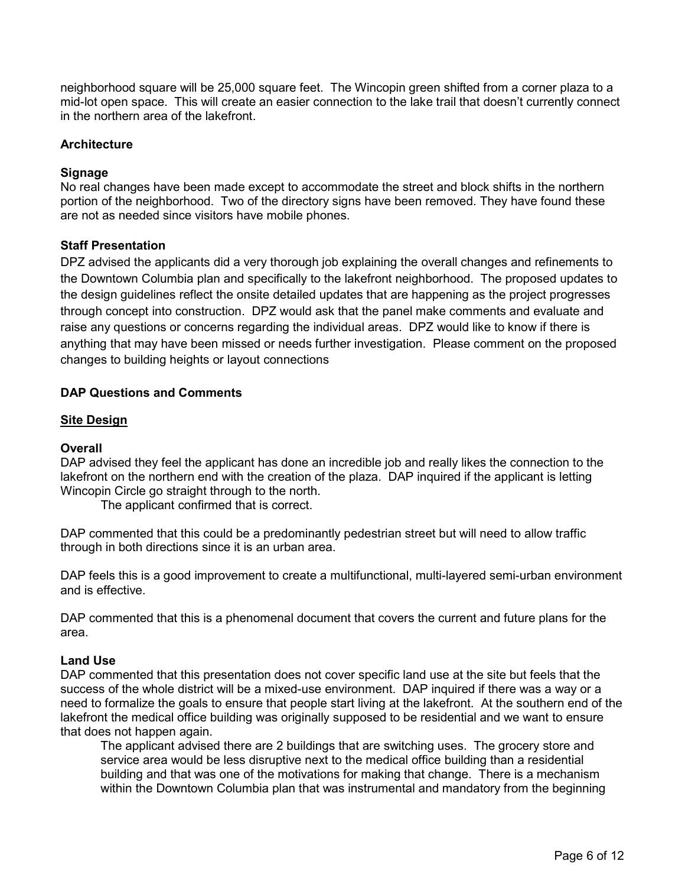neighborhood square will be 25,000 square feet. The Wincopin green shifted from a corner plaza to a mid-lot open space. This will create an easier connection to the lake trail that doesn't currently connect in the northern area of the lakefront.

**Architecture**

**Signage**
No real changes have been made except to accommodate the street and block shifts in the northern portion of the neighborhood. Two of the directory signs have been removed. They have found these are not as needed since visitors have mobile phones.

**Staff Presentation**
DPZ advised the applicants did a very thorough job explaining the overall changes and refinements to the Downtown Columbia plan and specifically to the lakefront neighborhood. The proposed updates to the design guidelines reflect the onsite detailed updates that are happening as the project progresses through concept into construction. DPZ would ask that the panel make comments and evaluate and raise any questions or concerns regarding the individual areas. DPZ would like to know if there is anything that may have been missed or needs further investigation. Please comment on the proposed changes to building heights or layout connections

**DAP Questions and Comments**

**Site Design**

**Overall**
DAP advised they feel the applicant has done an incredible job and really likes the connection to the lakefront on the northern end with the creation of the plaza. DAP inquired if the applicant is letting Wincopin Circle go straight through to the north.

> The applicant confirmed that is correct.

DAP commented that this could be a predominantly pedestrian street but will need to allow traffic through in both directions since it is an urban area.

DAP feels this is a good improvement to create a multifunctional, multi-layered semi-urban environment and is effective.

DAP commented that this is a phenomenal document that covers the current and future plans for the area.

**Land Use**
DAP commented that this presentation does not cover specific land use at the site but feels that the success of the whole district will be a mixed-use environment. DAP inquired if there was a way or a need to formalize the goals to ensure that people start living at the lakefront. At the southern end of the lakefront the medical office building was originally supposed to be residential and we want to ensure that does not happen again.

> The applicant advised there are 2 buildings that are switching uses. The grocery store and service area would be less disruptive next to the medical office building than a residential building and that was one of the motivations for making that change. There is a mechanism within the Downtown Columbia plan that was instrumental and mandatory from the beginning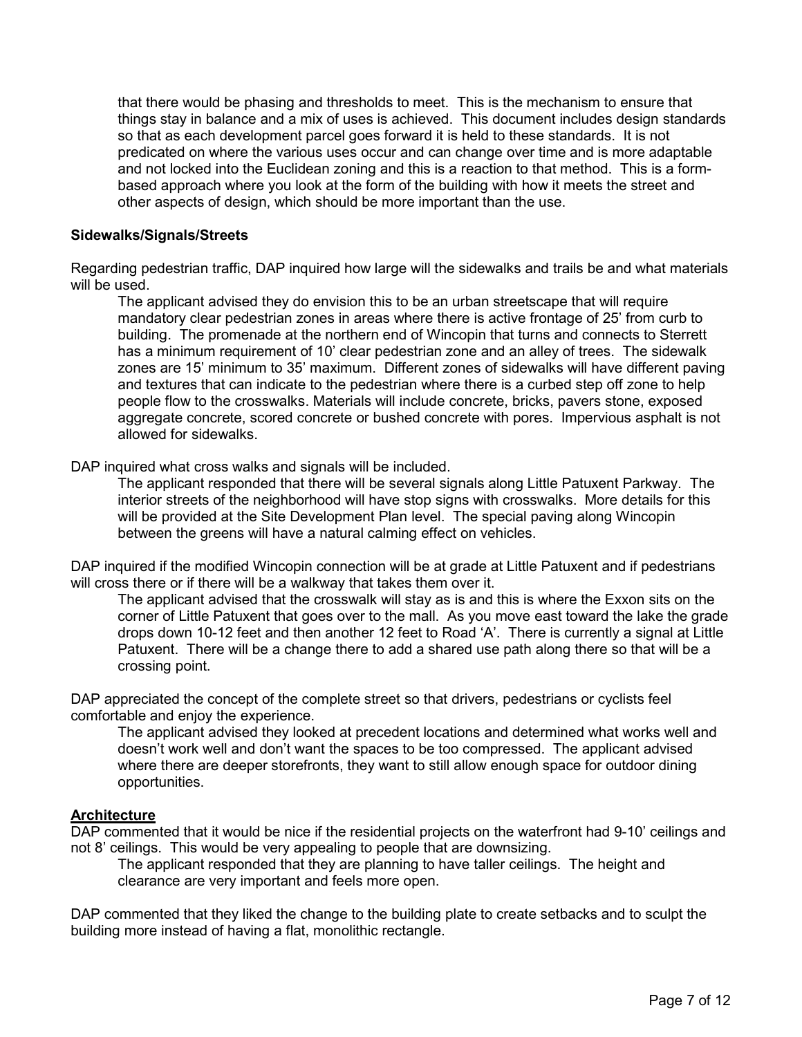that there would be phasing and thresholds to meet. This is the mechanism to ensure that things stay in balance and a mix of uses is achieved. This document includes design standards so that as each development parcel goes forward it is held to these standards. It is not predicated on where the various uses occur and can change over time and is more adaptable and not locked into the Euclidean zoning and this is a reaction to that method. This is a form-based approach where you look at the form of the building with how it meets the street and other aspects of design, which should be more important than the use.

**Sidewalks/Signals/Streets**

Regarding pedestrian traffic, DAP inquired how large will the sidewalks and trails be and what materials will be used.

> The applicant advised they do envision this to be an urban streetscape that will require mandatory clear pedestrian zones in areas where there is active frontage of 25' from curb to building. The promenade at the northern end of Wincopin that turns and connects to Sterrett has a minimum requirement of 10' clear pedestrian zone and an alley of trees. The sidewalk zones are 15' minimum to 35' maximum. Different zones of sidewalks will have different paving and textures that can indicate to the pedestrian where there is a curbed step off zone to help people flow to the crosswalks. Materials will include concrete, bricks, pavers stone, exposed aggregate concrete, scored concrete or bushed concrete with pores. Impervious asphalt is not allowed for sidewalks.

DAP inquired what cross walks and signals will be included.

> The applicant responded that there will be several signals along Little Patuxent Parkway. The interior streets of the neighborhood will have stop signs with crosswalks. More details for this will be provided at the Site Development Plan level. The special paving along Wincopin between the greens will have a natural calming effect on vehicles.

DAP inquired if the modified Wincopin connection will be at grade at Little Patuxent and if pedestrians will cross there or if there will be a walkway that takes them over it.

> The applicant advised that the crosswalk will stay as is and this is where the Exxon sits on the corner of Little Patuxent that goes over to the mall. As you move east toward the lake the grade drops down 10-12 feet and then another 12 feet to Road 'A'. There is currently a signal at Little Patuxent. There will be a change there to add a shared use path along there so that will be a crossing point.

DAP appreciated the concept of the complete street so that drivers, pedestrians or cyclists feel comfortable and enjoy the experience.

> The applicant advised they looked at precedent locations and determined what works well and doesn't work well and don't want the spaces to be too compressed. The applicant advised where there are deeper storefronts, they want to still allow enough space for outdoor dining opportunities.

**Architecture**

DAP commented that it would be nice if the residential projects on the waterfront had 9-10' ceilings and not 8' ceilings. This would be very appealing to people that are downsizing.

> The applicant responded that they are planning to have taller ceilings. The height and clearance are very important and feels more open.

DAP commented that they liked the change to the building plate to create setbacks and to sculpt the building more instead of having a flat, monolithic rectangle.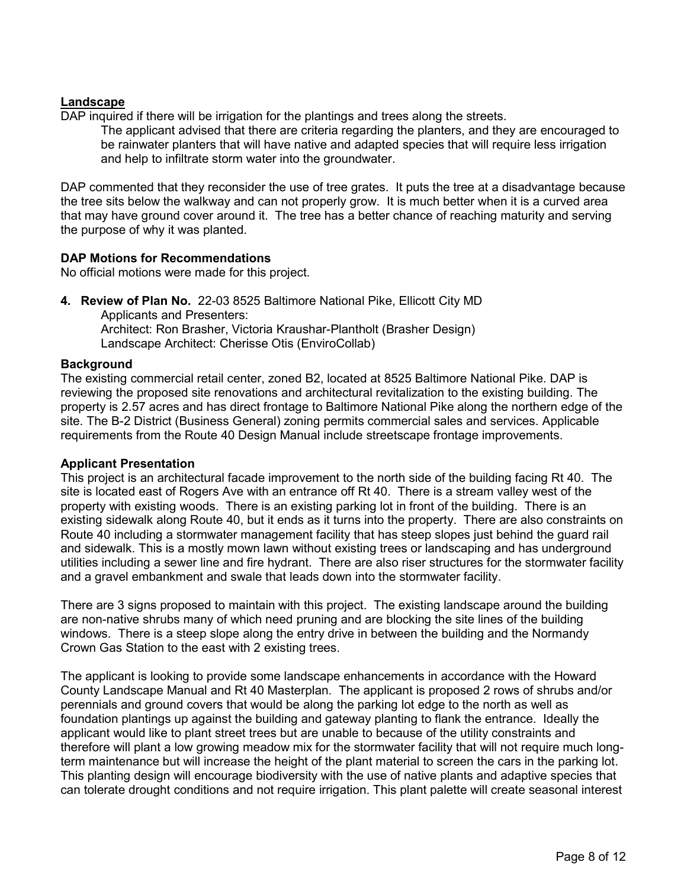**Landscape**

DAP inquired if there will be irrigation for the plantings and trees along the streets.

> The applicant advised that there are criteria regarding the planters, and they are encouraged to be rainwater planters that will have native and adapted species that will require less irrigation and help to infiltrate storm water into the groundwater.

DAP commented that they reconsider the use of tree grates. It puts the tree at a disadvantage because the tree sits below the walkway and can not properly grow. It is much better when it is a curved area that may have ground cover around it. The tree has a better chance of reaching maturity and serving the purpose of why it was planted.

**DAP Motions for Recommendations**

No official motions were made for this project.

**4. Review of Plan No.** 22-03 8525 Baltimore National Pike, Ellicott City MD

Applicants and Presenters:
Architect: Ron Brasher, Victoria Kraushar-Plantholt (Brasher Design)
Landscape Architect: Cherisse Otis (EnviroCollab)

**Background**

The existing commercial retail center, zoned B2, located at 8525 Baltimore National Pike. DAP is reviewing the proposed site renovations and architectural revitalization to the existing building. The property is 2.57 acres and has direct frontage to Baltimore National Pike along the northern edge of the site. The B-2 District (Business General) zoning permits commercial sales and services. Applicable requirements from the Route 40 Design Manual include streetscape frontage improvements.

**Applicant Presentation**

This project is an architectural facade improvement to the north side of the building facing Rt 40. The site is located east of Rogers Ave with an entrance off Rt 40. There is a stream valley west of the property with existing woods. There is an existing parking lot in front of the building. There is an existing sidewalk along Route 40, but it ends as it turns into the property. There are also constraints on Route 40 including a stormwater management facility that has steep slopes just behind the guard rail and sidewalk. This is a mostly mown lawn without existing trees or landscaping and has underground utilities including a sewer line and fire hydrant. There are also riser structures for the stormwater facility and a gravel embankment and swale that leads down into the stormwater facility.

There are 3 signs proposed to maintain with this project. The existing landscape around the building are non-native shrubs many of which need pruning and are blocking the site lines of the building windows. There is a steep slope along the entry drive in between the building and the Normandy Crown Gas Station to the east with 2 existing trees.

The applicant is looking to provide some landscape enhancements in accordance with the Howard County Landscape Manual and Rt 40 Masterplan. The applicant is proposed 2 rows of shrubs and/or perennials and ground covers that would be along the parking lot edge to the north as well as foundation plantings up against the building and gateway planting to flank the entrance. Ideally the applicant would like to plant street trees but are unable to because of the utility constraints and therefore will plant a low growing meadow mix for the stormwater facility that will not require much long-term maintenance but will increase the height of the plant material to screen the cars in the parking lot. This planting design will encourage biodiversity with the use of native plants and adaptive species that can tolerate drought conditions and not require irrigation. This plant palette will create seasonal interest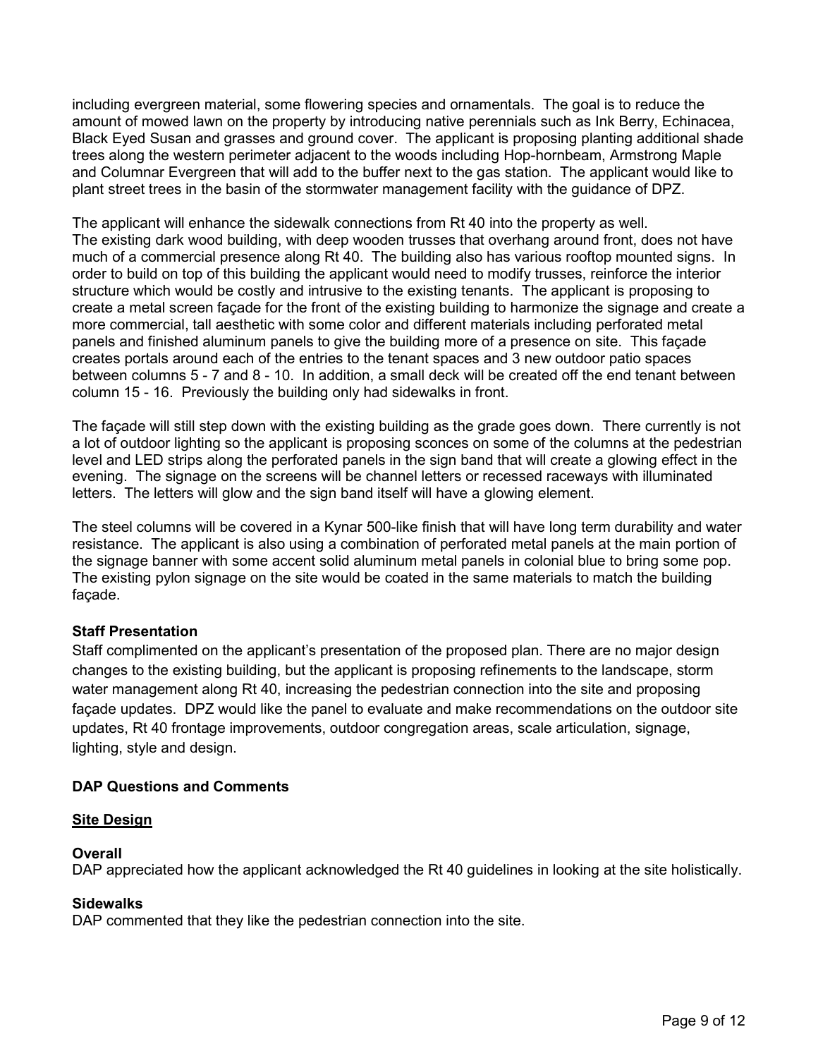including evergreen material, some flowering species and ornamentals. The goal is to reduce the amount of mowed lawn on the property by introducing native perennials such as Ink Berry, Echinacea, Black Eyed Susan and grasses and ground cover. The applicant is proposing planting additional shade trees along the western perimeter adjacent to the woods including Hop-hornbeam, Armstrong Maple and Columnar Evergreen that will add to the buffer next to the gas station. The applicant would like to plant street trees in the basin of the stormwater management facility with the guidance of DPZ.

The applicant will enhance the sidewalk connections from Rt 40 into the property as well.
The existing dark wood building, with deep wooden trusses that overhang around front, does not have much of a commercial presence along Rt 40. The building also has various rooftop mounted signs. In order to build on top of this building the applicant would need to modify trusses, reinforce the interior structure which would be costly and intrusive to the existing tenants. The applicant is proposing to create a metal screen façade for the front of the existing building to harmonize the signage and create a more commercial, tall aesthetic with some color and different materials including perforated metal panels and finished aluminum panels to give the building more of a presence on site. This façade creates portals around each of the entries to the tenant spaces and 3 new outdoor patio spaces between columns 5 - 7 and 8 - 10. In addition, a small deck will be created off the end tenant between column 15 - 16. Previously the building only had sidewalks in front.

The façade will still step down with the existing building as the grade goes down. There currently is not a lot of outdoor lighting so the applicant is proposing sconces on some of the columns at the pedestrian level and LED strips along the perforated panels in the sign band that will create a glowing effect in the evening. The signage on the screens will be channel letters or recessed raceways with illuminated letters. The letters will glow and the sign band itself will have a glowing element.

The steel columns will be covered in a Kynar 500-like finish that will have long term durability and water resistance. The applicant is also using a combination of perforated metal panels at the main portion of the signage banner with some accent solid aluminum metal panels in colonial blue to bring some pop. The existing pylon signage on the site would be coated in the same materials to match the building façade.

**Staff Presentation**

Staff complimented on the applicant's presentation of the proposed plan. There are no major design changes to the existing building, but the applicant is proposing refinements to the landscape, storm water management along Rt 40, increasing the pedestrian connection into the site and proposing façade updates. DPZ would like the panel to evaluate and make recommendations on the outdoor site updates, Rt 40 frontage improvements, outdoor congregation areas, scale articulation, signage, lighting, style and design.

**DAP Questions and Comments**

**<u>Site Design</u>**

**Overall**

DAP appreciated how the applicant acknowledged the Rt 40 guidelines in looking at the site holistically.

**Sidewalks**

DAP commented that they like the pedestrian connection into the site.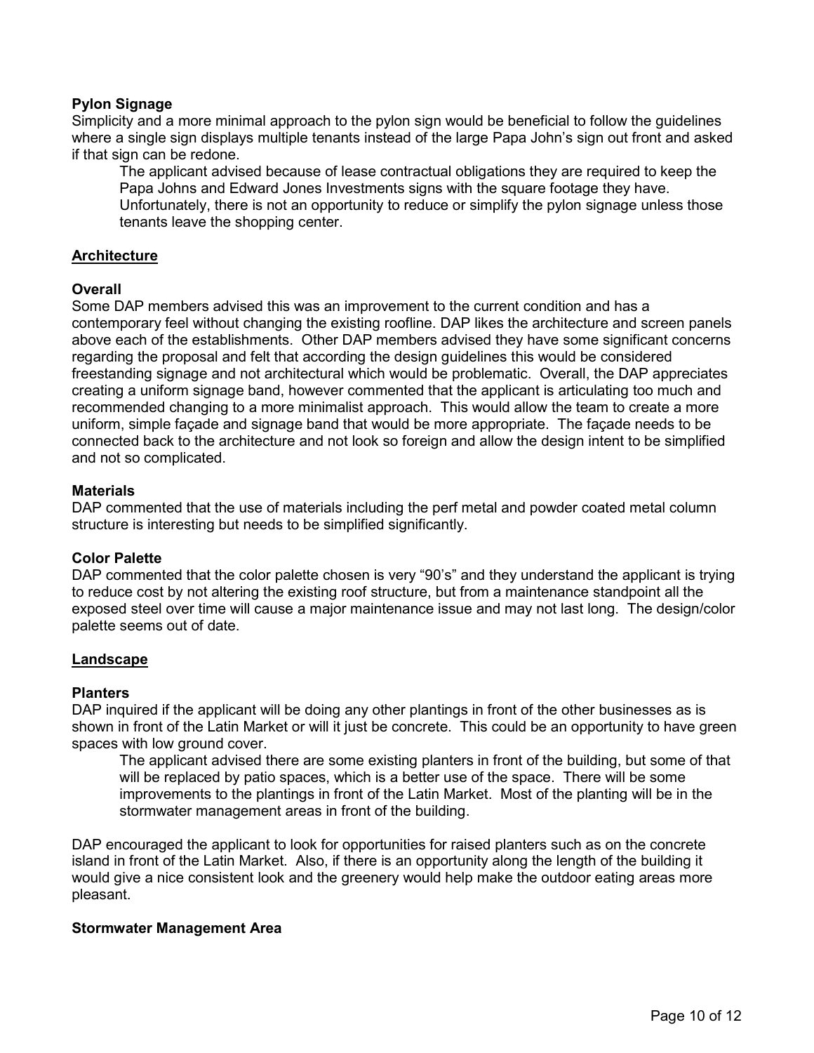**Pylon Signage**
Simplicity and a more minimal approach to the pylon sign would be beneficial to follow the guidelines where a single sign displays multiple tenants instead of the large Papa John's sign out front and asked if that sign can be redone.

> The applicant advised because of lease contractual obligations they are required to keep the Papa Johns and Edward Jones Investments signs with the square footage they have. Unfortunately, there is not an opportunity to reduce or simplify the pylon signage unless those tenants leave the shopping center.

## Architecture

**Overall**
Some DAP members advised this was an improvement to the current condition and has a contemporary feel without changing the existing roofline. DAP likes the architecture and screen panels above each of the establishments. Other DAP members advised they have some significant concerns regarding the proposal and felt that according the design guidelines this would be considered freestanding signage and not architectural which would be problematic. Overall, the DAP appreciates creating a uniform signage band, however commented that the applicant is articulating too much and recommended changing to a more minimalist approach. This would allow the team to create a more uniform, simple façade and signage band that would be more appropriate. The façade needs to be connected back to the architecture and not look so foreign and allow the design intent to be simplified and not so complicated.

**Materials**
DAP commented that the use of materials including the perf metal and powder coated metal column structure is interesting but needs to be simplified significantly.

**Color Palette**
DAP commented that the color palette chosen is very "90's" and they understand the applicant is trying to reduce cost by not altering the existing roof structure, but from a maintenance standpoint all the exposed steel over time will cause a major maintenance issue and may not last long. The design/color palette seems out of date.

## Landscape

**Planters**
DAP inquired if the applicant will be doing any other plantings in front of the other businesses as is shown in front of the Latin Market or will it just be concrete. This could be an opportunity to have green spaces with low ground cover.

> The applicant advised there are some existing planters in front of the building, but some of that will be replaced by patio spaces, which is a better use of the space. There will be some improvements to the plantings in front of the Latin Market. Most of the planting will be in the stormwater management areas in front of the building.

DAP encouraged the applicant to look for opportunities for raised planters such as on the concrete island in front of the Latin Market. Also, if there is an opportunity along the length of the building it would give a nice consistent look and the greenery would help make the outdoor eating areas more pleasant.

**Stormwater Management Area**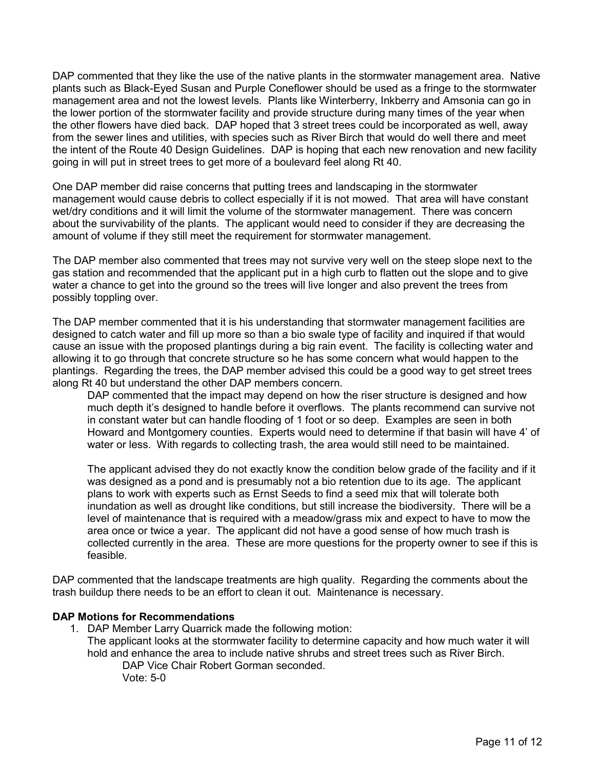DAP commented that they like the use of the native plants in the stormwater management area. Native plants such as Black-Eyed Susan and Purple Coneflower should be used as a fringe to the stormwater management area and not the lowest levels. Plants like Winterberry, Inkberry and Amsonia can go in the lower portion of the stormwater facility and provide structure during many times of the year when the other flowers have died back. DAP hoped that 3 street trees could be incorporated as well, away from the sewer lines and utilities, with species such as River Birch that would do well there and meet the intent of the Route 40 Design Guidelines. DAP is hoping that each new renovation and new facility going in will put in street trees to get more of a boulevard feel along Rt 40.

One DAP member did raise concerns that putting trees and landscaping in the stormwater management would cause debris to collect especially if it is not mowed. That area will have constant wet/dry conditions and it will limit the volume of the stormwater management. There was concern about the survivability of the plants. The applicant would need to consider if they are decreasing the amount of volume if they still meet the requirement for stormwater management.

The DAP member also commented that trees may not survive very well on the steep slope next to the gas station and recommended that the applicant put in a high curb to flatten out the slope and to give water a chance to get into the ground so the trees will live longer and also prevent the trees from possibly toppling over.

The DAP member commented that it is his understanding that stormwater management facilities are designed to catch water and fill up more so than a bio swale type of facility and inquired if that would cause an issue with the proposed plantings during a big rain event. The facility is collecting water and allowing it to go through that concrete structure so he has some concern what would happen to the plantings. Regarding the trees, the DAP member advised this could be a good way to get street trees along Rt 40 but understand the other DAP members concern.

> DAP commented that the impact may depend on how the riser structure is designed and how much depth it's designed to handle before it overflows. The plants recommend can survive not in constant water but can handle flooding of 1 foot or so deep. Examples are seen in both Howard and Montgomery counties. Experts would need to determine if that basin will have 4' of water or less. With regards to collecting trash, the area would still need to be maintained.
>
> The applicant advised they do not exactly know the condition below grade of the facility and if it was designed as a pond and is presumably not a bio retention due to its age. The applicant plans to work with experts such as Ernst Seeds to find a seed mix that will tolerate both inundation as well as drought like conditions, but still increase the biodiversity. There will be a level of maintenance that is required with a meadow/grass mix and expect to have to mow the area once or twice a year. The applicant did not have a good sense of how much trash is collected currently in the area. These are more questions for the property owner to see if this is feasible.

DAP commented that the landscape treatments are high quality. Regarding the comments about the trash buildup there needs to be an effort to clean it out. Maintenance is necessary.

**DAP Motions for Recommendations**

1. DAP Member Larry Quarrick made the following motion:
   The applicant looks at the stormwater facility to determine capacity and how much water it will hold and enhance the area to include native shrubs and street trees such as River Birch.
   DAP Vice Chair Robert Gorman seconded.
   Vote: 5-0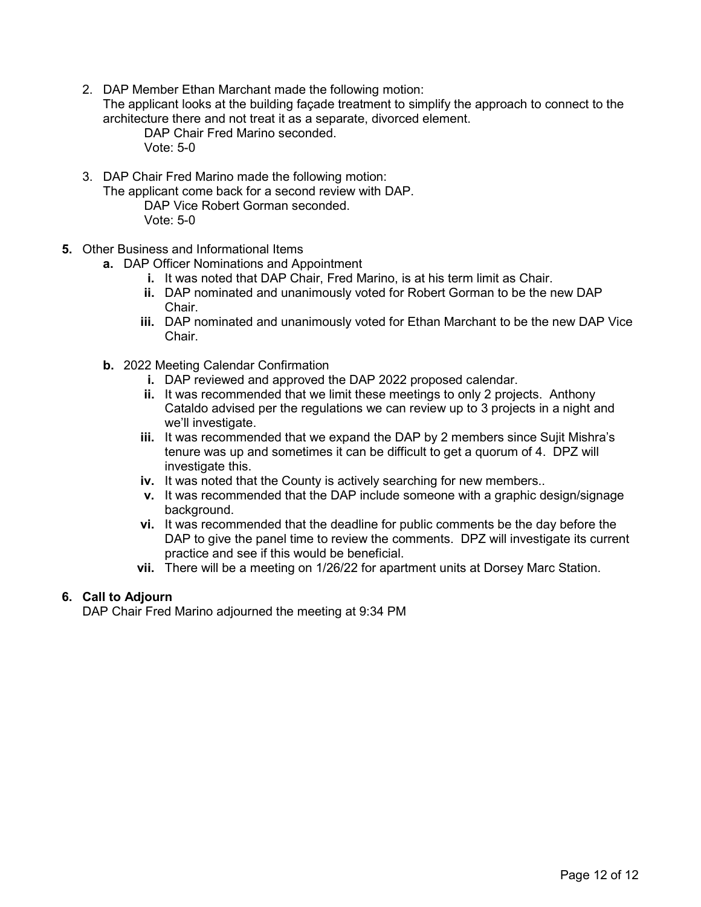2. DAP Member Ethan Marchant made the following motion:
   The applicant looks at the building façade treatment to simplify the approach to connect to the architecture there and not treat it as a separate, divorced element.
   
   DAP Chair Fred Marino seconded.
   
   Vote: 5-0

3. DAP Chair Fred Marino made the following motion:
   The applicant come back for a second review with DAP.
   
   DAP Vice Robert Gorman seconded.
   
   Vote: 5-0

**5.** Other Business and Informational Items

   **a.** DAP Officer Nominations and Appointment
   
      **i.** It was noted that DAP Chair, Fred Marino, is at his term limit as Chair.
      
      **ii.** DAP nominated and unanimously voted for Robert Gorman to be the new DAP Chair.
      
      **iii.** DAP nominated and unanimously voted for Ethan Marchant to be the new DAP Vice Chair.

   **b.** 2022 Meeting Calendar Confirmation
   
      **i.** DAP reviewed and approved the DAP 2022 proposed calendar.
      
      **ii.** It was recommended that we limit these meetings to only 2 projects. Anthony Cataldo advised per the regulations we can review up to 3 projects in a night and we'll investigate.
      
      **iii.** It was recommended that we expand the DAP by 2 members since Sujit Mishra's tenure was up and sometimes it can be difficult to get a quorum of 4. DPZ will investigate this.
      
      **iv.** It was noted that the County is actively searching for new members..
      
      **v.** It was recommended that the DAP include someone with a graphic design/signage background.
      
      **vi.** It was recommended that the deadline for public comments be the day before the DAP to give the panel time to review the comments. DPZ will investigate its current practice and see if this would be beneficial.
      
      **vii.** There will be a meeting on 1/26/22 for apartment units at Dorsey Marc Station.

**6. Call to Adjourn**

DAP Chair Fred Marino adjourned the meeting at 9:34 PM